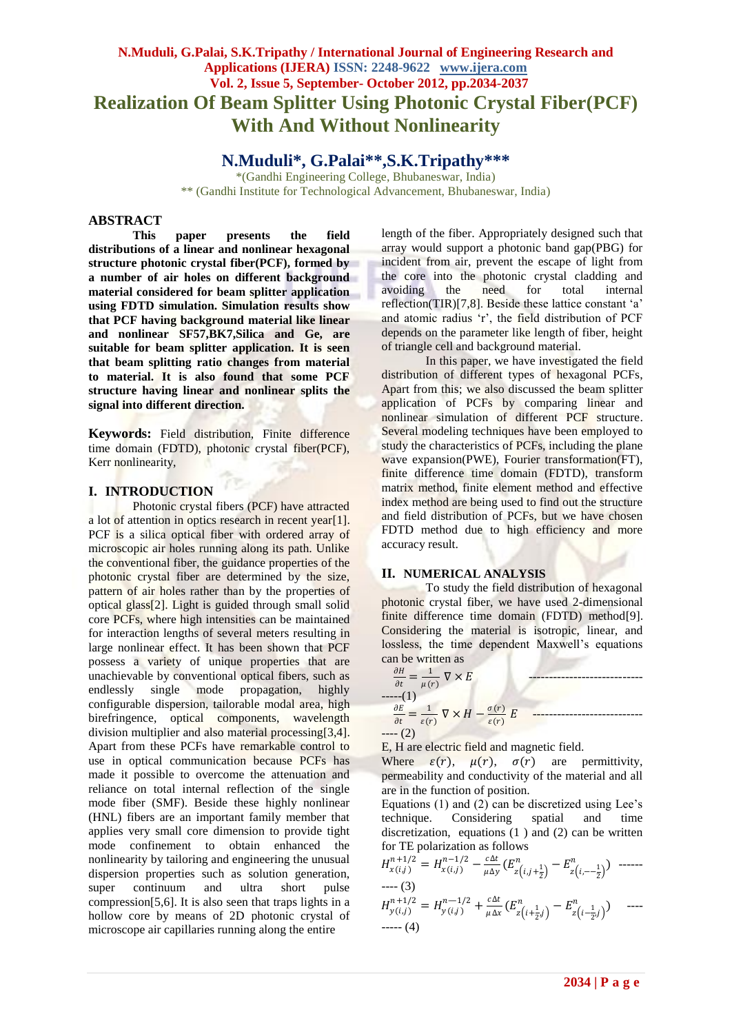# Realization Of Beam Splitter Using Photonic Crystal Fiber(PCF) With And Without Nonlinearity

## N.Muduli*, G.Palai**, S.K.Tripathy***

*(Gandhi Engineering College, Bhubaneswar, India)
** (Gandhi Institute for Technological Advancement, Bhubaneswar, India)

## ABSTRACT

**This paper presents the field distributions of a linear and nonlinear hexagonal structure photonic crystal fiber(PCF), formed by a number of air holes on different background material considered for beam splitter application using FDTD simulation. Simulation results show that PCF having background material like linear and nonlinear SF57,BK7,Silica and Ge, are suitable for beam splitter application. It is seen that beam splitting ratio changes from material to material. It is also found that some PCF structure having linear and nonlinear splits the signal into different direction.**

**Keywords:** Field distribution, Finite difference time domain (FDTD), photonic crystal fiber(PCF), Kerr nonlinearity,

## I. INTRODUCTION

Photonic crystal fibers (PCF) have attracted a lot of attention in optics research in recent year[1]. PCF is a silica optical fiber with ordered array of microscopic air holes running along its path. Unlike the conventional fiber, the guidance properties of the photonic crystal fiber are determined by the size, pattern of air holes rather than by the properties of optical glass[2]. Light is guided through small solid core PCFs, where high intensities can be maintained for interaction lengths of several meters resulting in large nonlinear effect. It has been shown that PCF possess a variety of unique properties that are unachievable by conventional optical fibers, such as endlessly single mode propagation, highly configurable dispersion, tailorable modal area, high birefringence, optical components, wavelength division multiplier and also material processing[3,4]. Apart from these PCFs have remarkable control to use in optical communication because PCFs has made it possible to overcome the attenuation and reliance on total internal reflection of the single mode fiber (SMF). Beside these highly nonlinear (HNL) fibers are an important family member that applies very small core dimension to provide tight mode confinement to obtain enhanced the nonlinearity by tailoring and engineering the unusual dispersion properties such as solution generation, super continuum and ultra short pulse compression[5,6]. It is also seen that traps lights in a hollow core by means of 2D photonic crystal of microscope air capillaries running along the entire length of the fiber. Appropriately designed such that array would support a photonic band gap(PBG) for incident from air, prevent the escape of light from the core into the photonic crystal cladding and avoiding the need for total internal reflection(TIR)[7,8]. Beside these lattice constant 'a' and atomic radius 'r', the field distribution of PCF depends on the parameter like length of fiber, height of triangle cell and background material.

In this paper, we have investigated the field distribution of different types of hexagonal PCFs, Apart from this; we also discussed the beam splitter application of PCFs by comparing linear and nonlinear simulation of different PCF structure. Several modeling techniques have been employed to study the characteristics of PCFs, including the plane wave expansion(PWE), Fourier transformation(FT), finite difference time domain (FDTD), transform matrix method, finite element method and effective index method are being used to find out the structure and field distribution of PCFs, but we have chosen FDTD method due to high efficiency and more accuracy result.

## II. NUMERICAL ANALYSIS

To study the field distribution of hexagonal photonic crystal fiber, we have used 2-dimensional finite difference time domain (FDTD) method[9]. Considering the material is isotropic, linear, and lossless, the time dependent Maxwell's equations can be written as

$$\frac{\partial H}{\partial t} = \frac{1}{\mu(r)} \nabla \times E \quad \text{-----(1)}$$

$$\frac{\partial E}{\partial t} = \frac{1}{\varepsilon(r)} \nabla \times H - \frac{\sigma(r)}{\varepsilon(r)} E \quad \text{---- (2)}$$

E, H are electric field and magnetic field.

Where $\varepsilon(r)$, $\mu(r)$, $\sigma(r)$ are permittivity, permeability and conductivity of the material and all are in the function of position.

Equations (1) and (2) can be discretized using Lee's technique. Considering spatial and time discretization, equations (1 ) and (2) can be written for TE polarization as follows

$$H^{n+1/2}_{x(i,j)} = H^{n-1/2}_{x(i,j)} - \frac{c\Delta t}{\mu \Delta y}\left(E^{n}_{z\left(i,j+\frac{1}{2}\right)} - E^{n}_{z\left(i,-\frac{1}{2}\right)}\right) \quad \text{---------- (3)}$$

$$H^{n+1/2}_{y(i,j)} = H^{n-1/2}_{y(i,j)} + \frac{c\Delta t}{\mu \Delta x}\left(E^{n}_{z\left(i+\frac{1}{2},j\right)} - E^{n}_{z\left(i-\frac{1}{2},j\right)}\right) \quad \text{--------- (4)}$$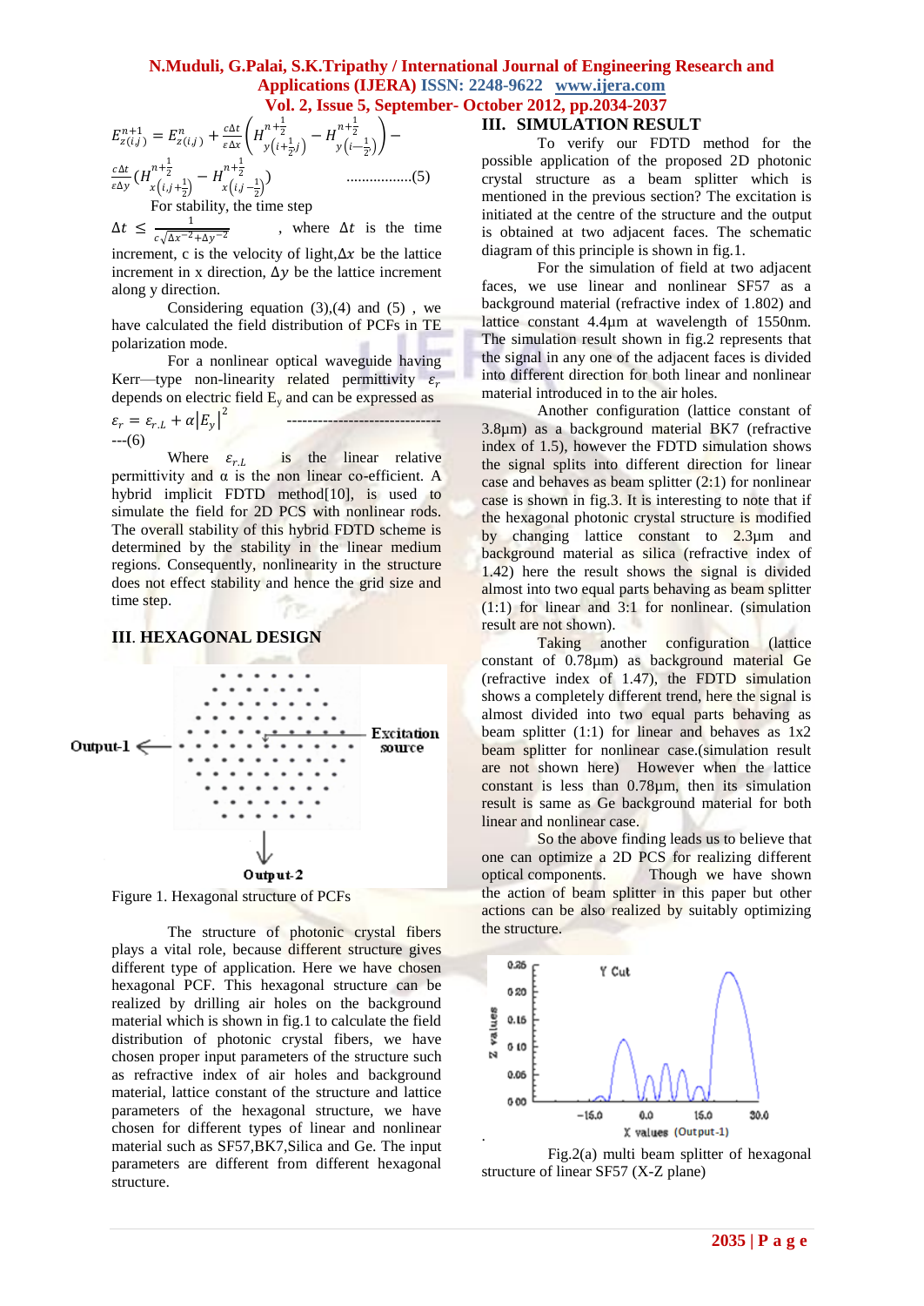$$E_{z(i,j)}^{n+1} = E_{z(i,j)}^{n} + \frac{c\Delta t}{\varepsilon \Delta x}\left(H_{y\left(i+\frac{1}{2},j\right)}^{n+\frac{1}{2}} - H_{y\left(i-\frac{1}{2}\right)}^{n+\frac{1}{2}}\right) - \frac{c\Delta t}{\varepsilon \Delta y}\left(H_{x\left(i,j+\frac{1}{2}\right)}^{n+\frac{1}{2}} - H_{x\left(i,j-\frac{1}{2}\right)}^{n+\frac{1}{2}}\right) \quad .................(5)$$

For stability, the time step

$\Delta t \leq \frac{1}{c\sqrt{\Delta x^{-2}+\Delta y^{-2}}}$ , where $\Delta t$ is the time increment, c is the velocity of light, $\Delta x$ be the lattice increment in x direction, $\Delta y$ be the lattice increment along y direction.

Considering equation (3),(4) and (5) , we have calculated the field distribution of PCFs in TE polarization mode.

For a nonlinear optical waveguide having Kerr—type non-linearity related permittivity $\varepsilon_r$ depends on electric field $E_y$ and can be expressed as

$$\varepsilon_r = \varepsilon_{r.L} + \alpha|E_y|^2 \quad \text{-------------------------------(6)}$$

Where $\varepsilon_{r.L}$ is the linear relative permittivity and α is the non linear co-efficient. A hybrid implicit FDTD method[10], is used to simulate the field for 2D PCS with nonlinear rods. The overall stability of this hybrid FDTD scheme is determined by the stability in the linear medium regions. Consequently, nonlinearity in the structure does not effect stability and hence the grid size and time step.

## III. HEXAGONAL DESIGN

Output-1 ← Excitation source ↓ Output-2

Figure 1. Hexagonal structure of PCFs

The structure of photonic crystal fibers plays a vital role, because different structure gives different type of application. Here we have chosen hexagonal PCF. This hexagonal structure can be realized by drilling air holes on the background material which is shown in fig.1 to calculate the field distribution of photonic crystal fibers, we have chosen proper input parameters of the structure such as refractive index of air holes and background material, lattice constant of the structure and lattice parameters of the hexagonal structure, we have chosen for different types of linear and nonlinear material such as SF57,BK7,Silica and Ge. The input parameters are different from different hexagonal structure.

## III. SIMULATION RESULT

To verify our FDTD method for the possible application of the proposed 2D photonic crystal structure as a beam splitter which is mentioned in the previous section? The excitation is initiated at the centre of the structure and the output is obtained at two adjacent faces. The schematic diagram of this principle is shown in fig.1.

For the simulation of field at two adjacent faces, we use linear and nonlinear SF57 as a background material (refractive index of 1.802) and lattice constant 4.4µm at wavelength of 1550nm. The simulation result shown in fig.2 represents that the signal in any one of the adjacent faces is divided into different direction for both linear and nonlinear material introduced in to the air holes.

Another configuration (lattice constant of 3.8µm) as a background material BK7 (refractive index of 1.5), however the FDTD simulation shows the signal splits into different direction for linear case and behaves as beam splitter (2:1) for nonlinear case is shown in fig.3. It is interesting to note that if the hexagonal photonic crystal structure is modified by changing lattice constant to 2.3µm and background material as silica (refractive index of 1.42) here the result shows the signal is divided almost into two equal parts behaving as beam splitter (1:1) for linear and 3:1 for nonlinear. (simulation result are not shown).

Taking another configuration (lattice constant of 0.78µm) as background material Ge (refractive index of 1.47), the FDTD simulation shows a completely different trend, here the signal is almost divided into two equal parts behaving as beam splitter (1:1) for linear and behaves as 1x2 beam splitter for nonlinear case.(simulation result are not shown here) However when the lattice constant is less than 0.78µm, then its simulation result is same as Ge background material for both linear and nonlinear case.

So the above finding leads us to believe that one can optimize a 2D PCS for realizing different optical components. Though we have shown the action of beam splitter in this paper but other actions can be also realized by suitably optimizing the structure.

Fig.2(a) multi beam splitter of hexagonal structure of linear SF57 (X-Z plane)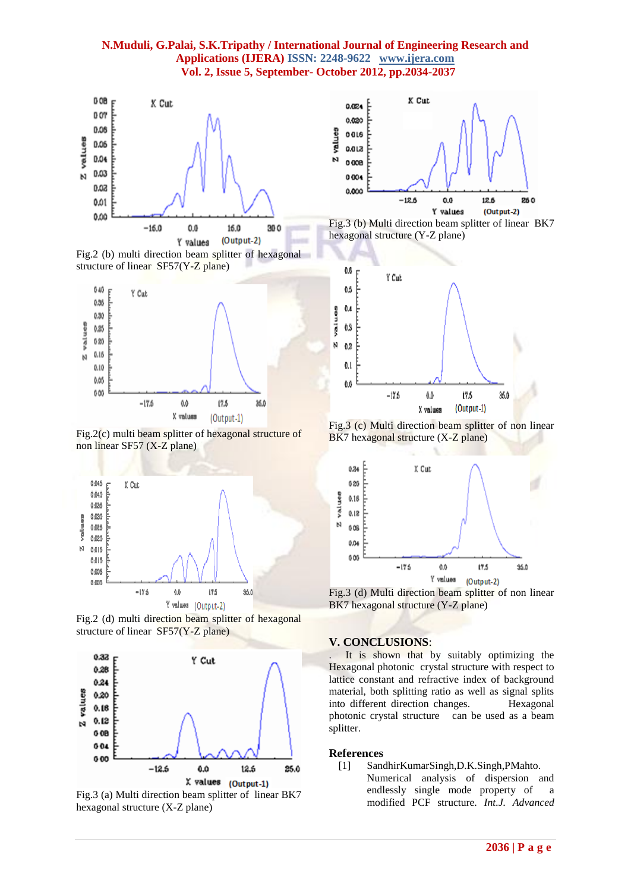Fig.2 (b) multi direction beam splitter of hexagonal structure of linear SF57(Y-Z plane)

Fig.2(c) multi beam splitter of hexagonal structure of non linear SF57 (X-Z plane)

Fig.2 (d) multi direction beam splitter of hexagonal structure of linear SF57(Y-Z plane)

Fig.3 (a) Multi direction beam splitter of linear BK7 hexagonal structure (X-Z plane)

Fig.3 (b) Multi direction beam splitter of linear BK7 hexagonal structure (Y-Z plane)

Fig.3 (c) Multi direction beam splitter of non linear BK7 hexagonal structure (X-Z plane)

Fig.3 (d) Multi direction beam splitter of non linear BK7 hexagonal structure (Y-Z plane)

## V. CONCLUSIONS:

. It is shown that by suitably optimizing the Hexagonal photonic crystal structure with respect to lattice constant and refractive index of background material, both splitting ratio as well as signal splits into different direction changes. Hexagonal photonic crystal structure can be used as a beam splitter.

## References

[1] SandhirKumarSingh,D.K.Singh,PMahto. Numerical analysis of dispersion and endlessly single mode property of a modified PCF structure. *Int.J. Advanced*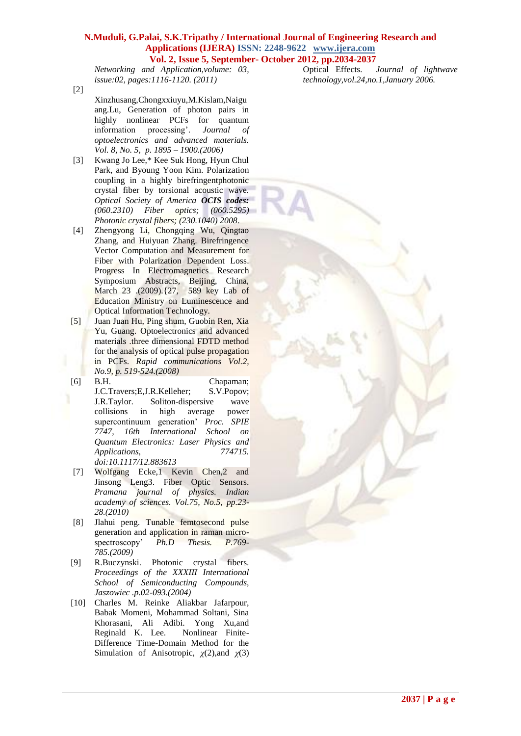*Networking and Application,volume: 03, issue:02, pages:1116-1120. (2011)*

[2] Xinzhusang,Chongxxiuyu,M.Kislam,Naiguang.Lu, Generation of photon pairs in highly nonlinear PCFs for quantum information processing'. *Journal of optoelectronics and advanced materials. Vol. 8, No. 5, p. 1895 – 1900.(2006)*

[3] Kwang Jo Lee,* Kee Suk Hong, Hyun Chul Park, and Byoung Yoon Kim. Polarization coupling in a highly birefringentphotonic crystal fiber by torsional acoustic wave. *Optical Society of America* ***OCIS codes:*** *(060.2310) Fiber optics; (060.5295) Photonic crystal fibers; (230.1040) 2008*.

[4] Zhengyong Li, Chongqing Wu, Qingtao Zhang, and Huiyuan Zhang. Birefringence Vector Computation and Measurement for Fiber with Polarization Dependent Loss. Progress In Electromagnetics Research Symposium Abstracts, Beijing, China, March 23 .(2009).{27, 589 key Lab of Education Ministry on Luminescence and Optical Information Technology.

[5] Juan Juan Hu, Ping shum, Guobin Ren, Xia Yu, Guang. Optoelectronics and advanced materials .three dimensional FDTD method for the analysis of optical pulse propagation in PCFs. *Rapid communications Vol.2, No.9, p. 519-524.(2008)*

[6] B.H. Chapaman; J.C.Travers;E,J.R.Kelleher; S.V.Popov; J.R.Taylor. Soliton-dispersive wave collisions in high average power supercontinuum generation' *Proc. SPIE 7747, 16th International School on Quantum Electronics: Laser Physics and Applications, 774715. doi:10.1117/12.883613*

[7] Wolfgang Ecke,1 Kevin Chen,2 and Jinsong Leng3. Fiber Optic Sensors. *Pramana journal of physics. Indian academy of sciences. Vol.75, No.5, pp.23-28.(2010)*

[8] Jlahui peng. Tunable femtosecond pulse generation and application in raman micro-spectroscopy' *Ph.D Thesis. P.769-785.(2009)*

[9] R.Buczynski. Photonic crystal fibers. *Proceedings of the XXXIII International School of Semiconducting Compounds, Jaszowiec .p.02-093.(2004)*

[10] Charles M. Reinke Aliakbar Jafarpour, Babak Momeni, Mohammad Soltani, Sina Khorasani, Ali Adibi. Yong Xu,and Reginald K. Lee. Nonlinear Finite-Difference Time-Domain Method for the Simulation of Anisotropic, $\chi(2)$,and $\chi(3)$ Optical Effects. *Journal of lightwave technology,vol.24,no.1,January 2006.*